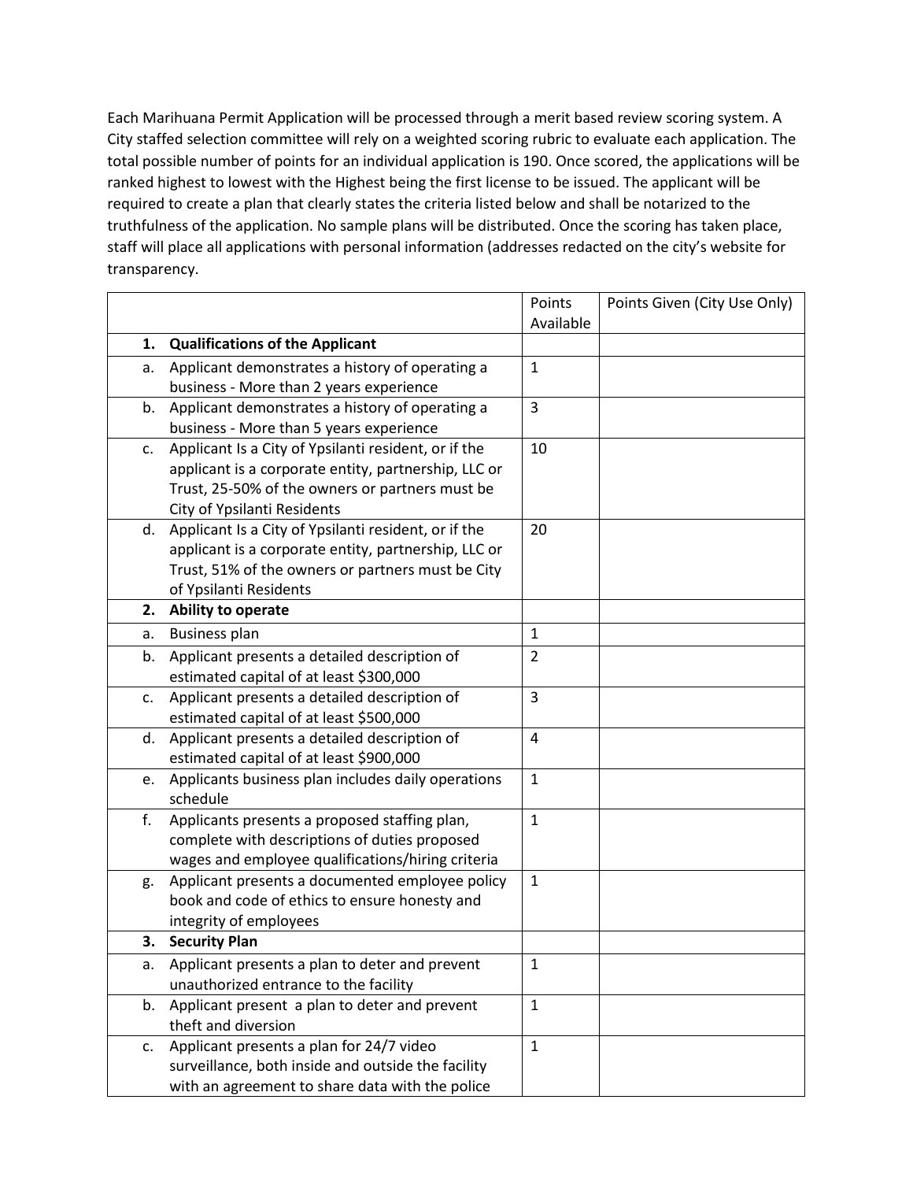Each Marihuana Permit Application will be processed through a merit based review scoring system. A City staffed selection committee will rely on a weighted scoring rubric to evaluate each application. The total possible number of points for an individual application is 190. Once scored, the applications will be ranked highest to lowest with the Highest being the first license to be issued. The applicant will be required to create a plan that clearly states the criteria listed below and shall be notarized to the truthfulness of the application. No sample plans will be distributed. Once the scoring has taken place, staff will place all applications with personal information (addresses redacted on the city's website for transparency.

| | Points Available | Points Given (City Use Only) |
|---|---|---|
| **1. Qualifications of the Applicant** | | |
| a. Applicant demonstrates a history of operating a business - More than 2 years experience | 1 | |
| b. Applicant demonstrates a history of operating a business - More than 5 years experience | 3 | |
| c. Applicant Is a City of Ypsilanti resident, or if the applicant is a corporate entity, partnership, LLC or Trust, 25-50% of the owners or partners must be City of Ypsilanti Residents | 10 | |
| d. Applicant Is a City of Ypsilanti resident, or if the applicant is a corporate entity, partnership, LLC or Trust, 51% of the owners or partners must be City of Ypsilanti Residents | 20 | |
| **2. Ability to operate** | | |
| a. Business plan | 1 | |
| b. Applicant presents a detailed description of estimated capital of at least $300,000 | 2 | |
| c. Applicant presents a detailed description of estimated capital of at least $500,000 | 3 | |
| d. Applicant presents a detailed description of estimated capital of at least $900,000 | 4 | |
| e. Applicants business plan includes daily operations schedule | 1 | |
| f. Applicants presents a proposed staffing plan, complete with descriptions of duties proposed wages and employee qualifications/hiring criteria | 1 | |
| g. Applicant presents a documented employee policy book and code of ethics to ensure honesty and integrity of employees | 1 | |
| **3. Security Plan** | | |
| a. Applicant presents a plan to deter and prevent unauthorized entrance to the facility | 1 | |
| b. Applicant present a plan to deter and prevent theft and diversion | 1 | |
| c. Applicant presents a plan for 24/7 video surveillance, both inside and outside the facility with an agreement to share data with the police | 1 | |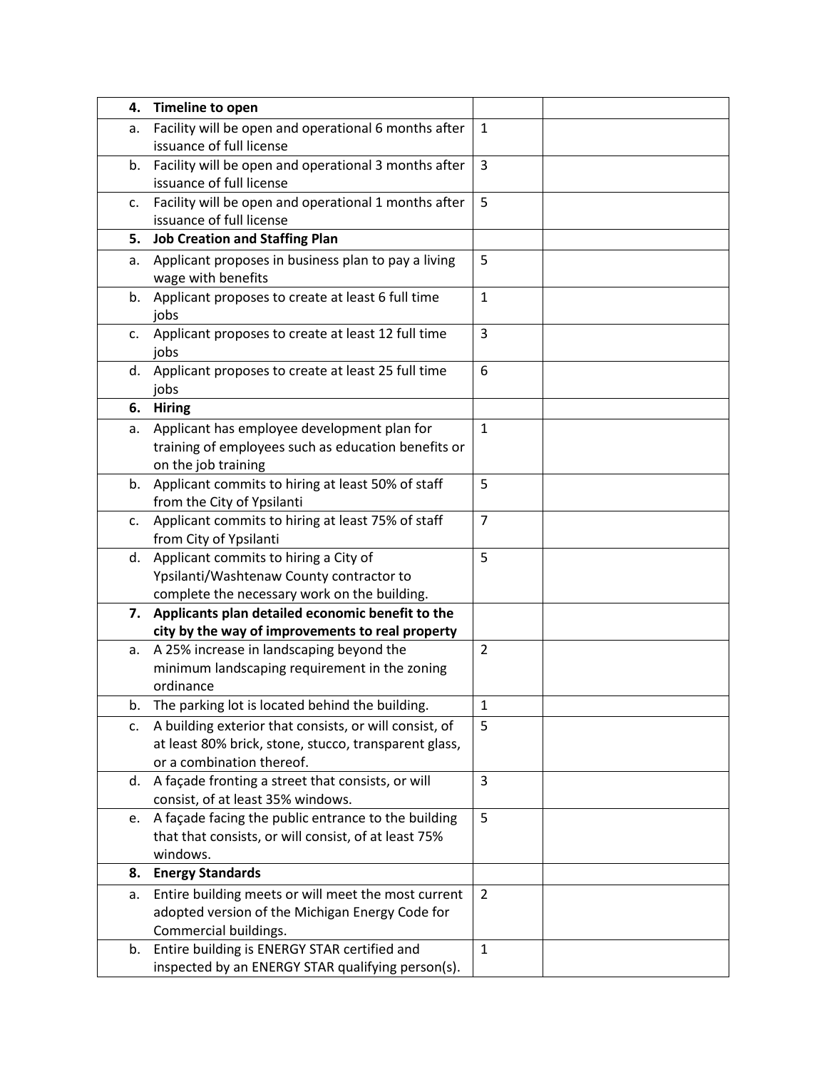| | | | |
|---|---|---|---|
| **4.** | **Timeline to open** | | |
| a. | Facility will be open and operational 6 months after issuance of full license | 1 | |
| b. | Facility will be open and operational 3 months after issuance of full license | 3 | |
| c. | Facility will be open and operational 1 months after issuance of full license | 5 | |
| **5.** | **Job Creation and Staffing Plan** | | |
| a. | Applicant proposes in business plan to pay a living wage with benefits | 5 | |
| b. | Applicant proposes to create at least 6 full time jobs | 1 | |
| c. | Applicant proposes to create at least 12 full time jobs | 3 | |
| d. | Applicant proposes to create at least 25 full time jobs | 6 | |
| **6.** | **Hiring** | | |
| a. | Applicant has employee development plan for training of employees such as education benefits or on the job training | 1 | |
| b. | Applicant commits to hiring at least 50% of staff from the City of Ypsilanti | 5 | |
| c. | Applicant commits to hiring at least 75% of staff from City of Ypsilanti | 7 | |
| d. | Applicant commits to hiring a City of Ypsilanti/Washtenaw County contractor to complete the necessary work on the building. | 5 | |
| **7.** | **Applicants plan detailed economic benefit to the city by the way of improvements to real property** | | |
| a. | A 25% increase in landscaping beyond the minimum landscaping requirement in the zoning ordinance | 2 | |
| b. | The parking lot is located behind the building. | 1 | |
| c. | A building exterior that consists, or will consist, of at least 80% brick, stone, stucco, transparent glass, or a combination thereof. | 5 | |
| d. | A façade fronting a street that consists, or will consist, of at least 35% windows. | 3 | |
| e. | A façade facing the public entrance to the building that that consists, or will consist, of at least 75% windows. | 5 | |
| **8.** | **Energy Standards** | | |
| a. | Entire building meets or will meet the most current adopted version of the Michigan Energy Code for Commercial buildings. | 2 | |
| b. | Entire building is ENERGY STAR certified and inspected by an ENERGY STAR qualifying person(s). | 1 | |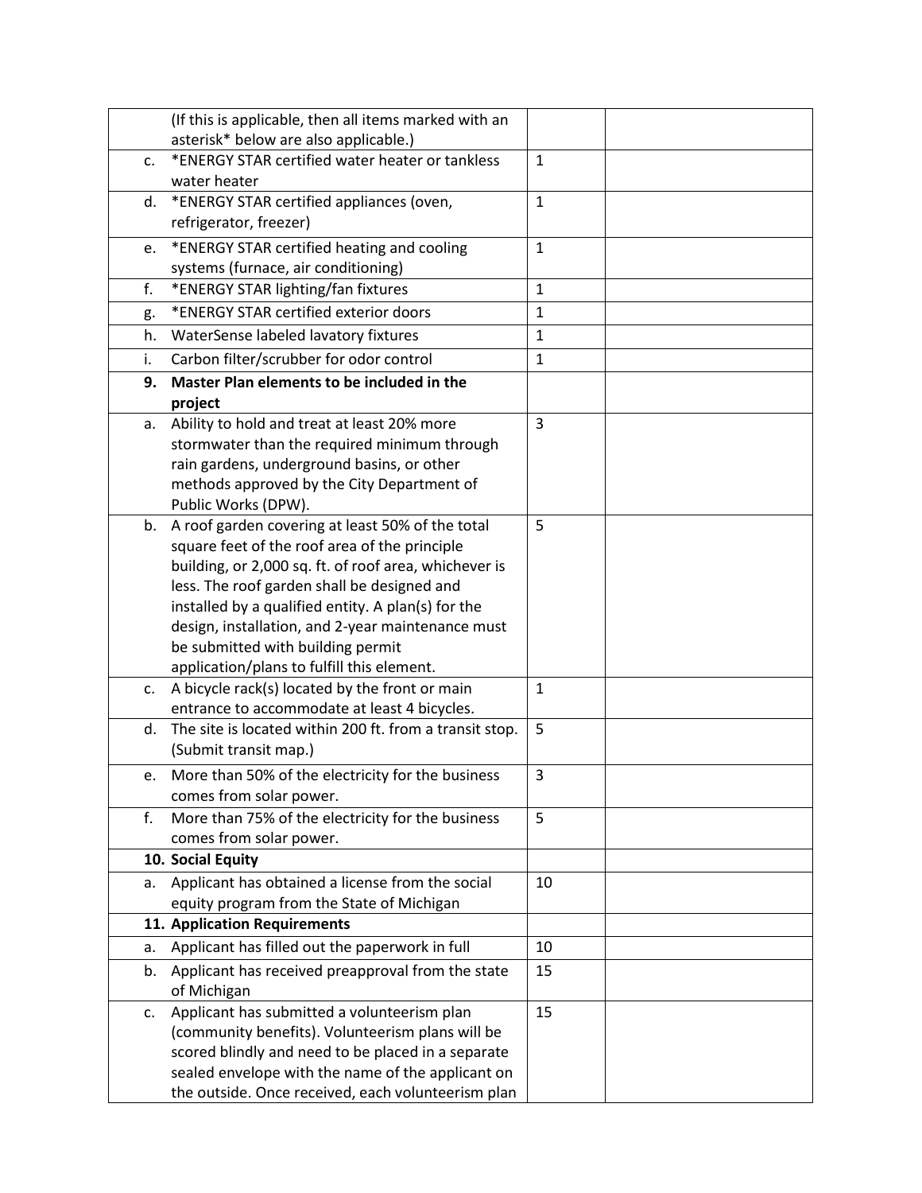| | | |
|---|---|---|
| (If this is applicable, then all items marked with an asterisk* below are also applicable.) | | |
| c. *ENERGY STAR certified water heater or tankless water heater | 1 | |
| d. *ENERGY STAR certified appliances (oven, refrigerator, freezer) | 1 | |
| e. *ENERGY STAR certified heating and cooling systems (furnace, air conditioning) | 1 | |
| f. *ENERGY STAR lighting/fan fixtures | 1 | |
| g. *ENERGY STAR certified exterior doors | 1 | |
| h. WaterSense labeled lavatory fixtures | 1 | |
| i. Carbon filter/scrubber for odor control | 1 | |
| **9. Master Plan elements to be included in the project** | | |
| a. Ability to hold and treat at least 20% more stormwater than the required minimum through rain gardens, underground basins, or other methods approved by the City Department of Public Works (DPW). | 3 | |
| b. A roof garden covering at least 50% of the total square feet of the roof area of the principle building, or 2,000 sq. ft. of roof area, whichever is less. The roof garden shall be designed and installed by a qualified entity. A plan(s) for the design, installation, and 2-year maintenance must be submitted with building permit application/plans to fulfill this element. | 5 | |
| c. A bicycle rack(s) located by the front or main entrance to accommodate at least 4 bicycles. | 1 | |
| d. The site is located within 200 ft. from a transit stop. (Submit transit map.) | 5 | |
| e. More than 50% of the electricity for the business comes from solar power. | 3 | |
| f. More than 75% of the electricity for the business comes from solar power. | 5 | |
| **10. Social Equity** | | |
| a. Applicant has obtained a license from the social equity program from the State of Michigan | 10 | |
| **11. Application Requirements** | | |
| a. Applicant has filled out the paperwork in full | 10 | |
| b. Applicant has received preapproval from the state of Michigan | 15 | |
| c. Applicant has submitted a volunteerism plan (community benefits). Volunteerism plans will be scored blindly and need to be placed in a separate sealed envelope with the name of the applicant on the outside. Once received, each volunteerism plan | 15 | |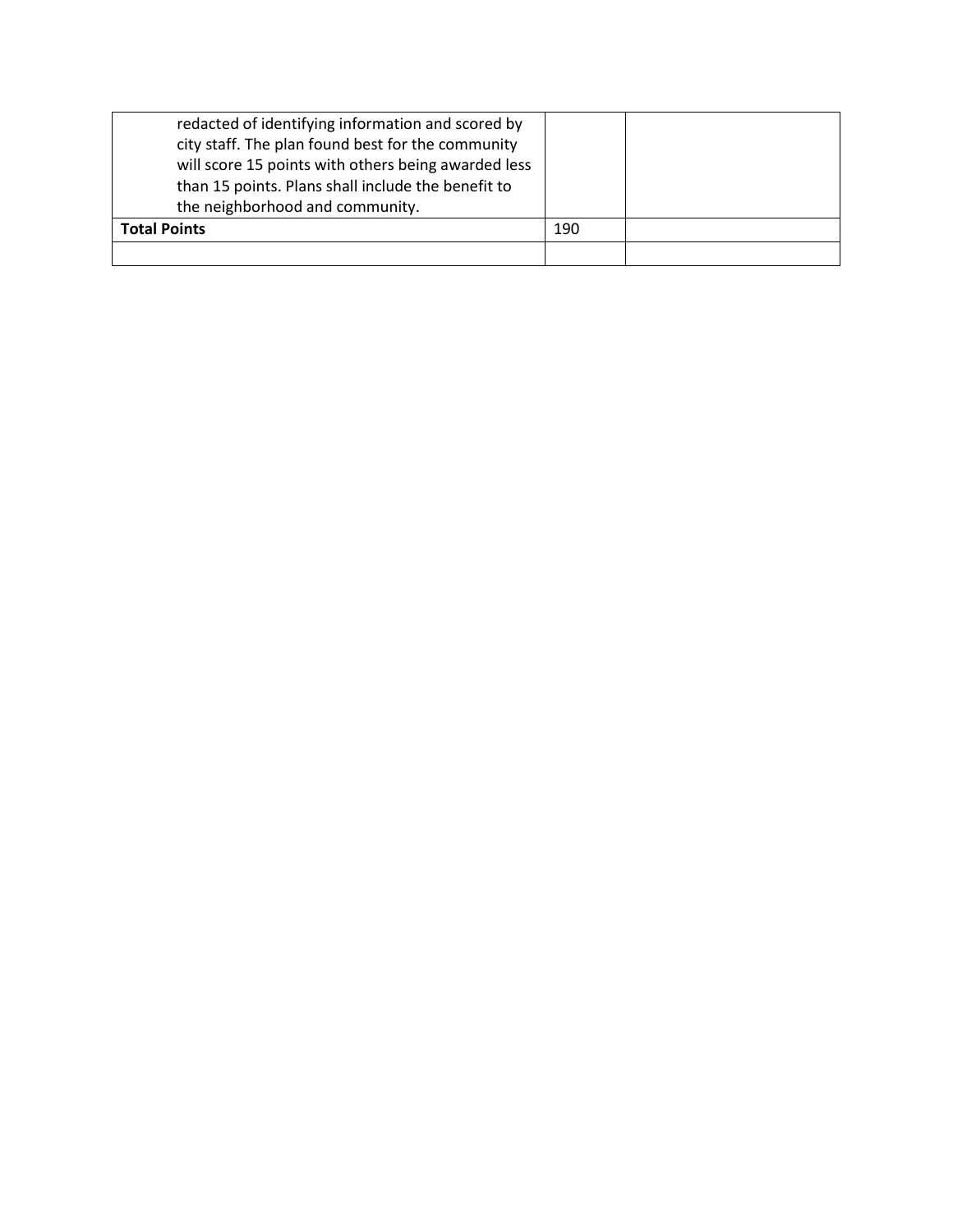| | | |
|---|---|---|
| redacted of identifying information and scored by city staff. The plan found best for the community will score 15 points with others being awarded less than 15 points. Plans shall include the benefit to the neighborhood and community. | | |
| **Total Points** | 190 | |
| | | |